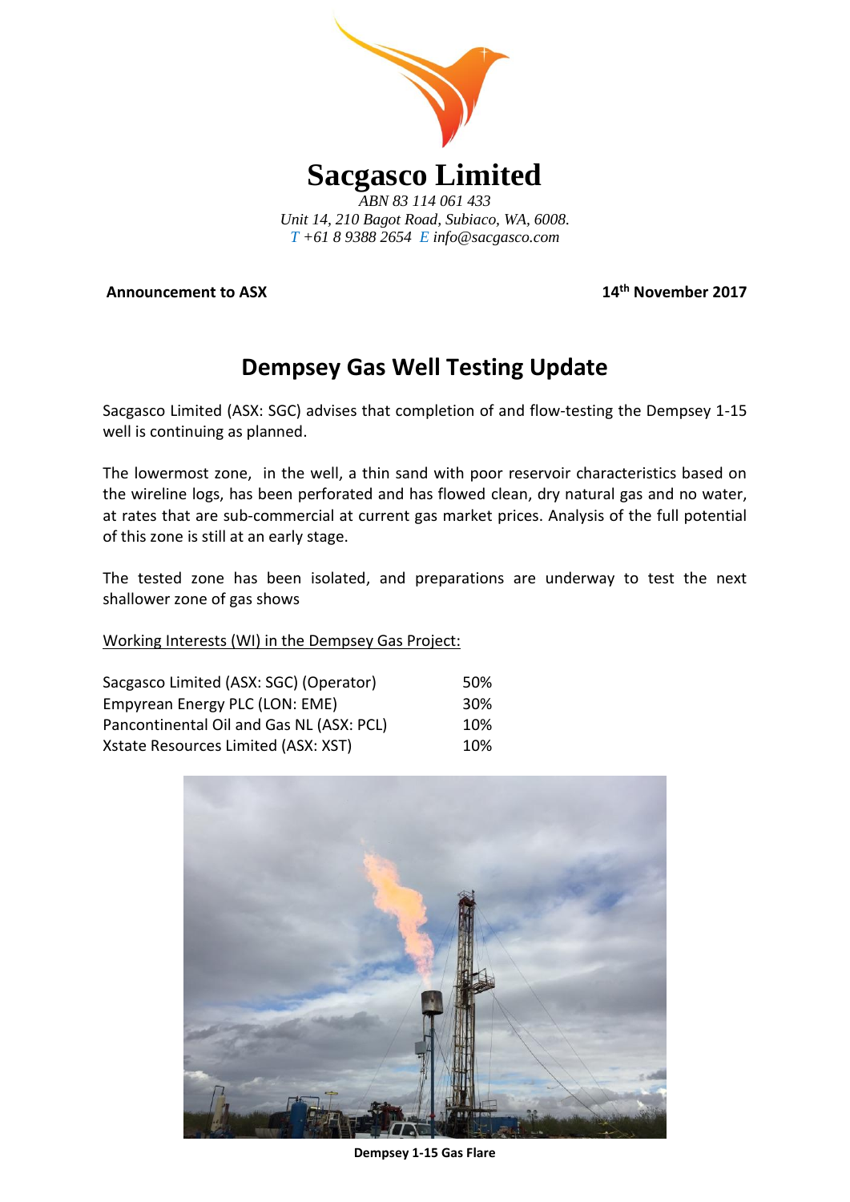# Sacgasco Limited

*ABN 83 114 061 433*
*Unit 14, 210 Bagot Road, Subiaco, WA, 6008.*
*T +61 8 9388 2654 E info@sacgasco.com*

**Announcement to ASX** **14th November 2017**

## Dempsey Gas Well Testing Update

Sacgasco Limited (ASX: SGC) advises that completion of and flow-testing the Dempsey 1-15 well is continuing as planned.

The lowermost zone, in the well, a thin sand with poor reservoir characteristics based on the wireline logs, has been perforated and has flowed clean, dry natural gas and no water, at rates that are sub-commercial at current gas market prices. Analysis of the full potential of this zone is still at an early stage.

The tested zone has been isolated, and preparations are underway to test the next shallower zone of gas shows

Working Interests (WI) in the Dempsey Gas Project:

| | |
|---|---|
| Sacgasco Limited (ASX: SGC) (Operator) | 50% |
| Empyrean Energy PLC (LON: EME) | 30% |
| Pancontinental Oil and Gas NL (ASX: PCL) | 10% |
| Xstate Resources Limited (ASX: XST) | 10% |

**Dempsey 1-15 Gas Flare**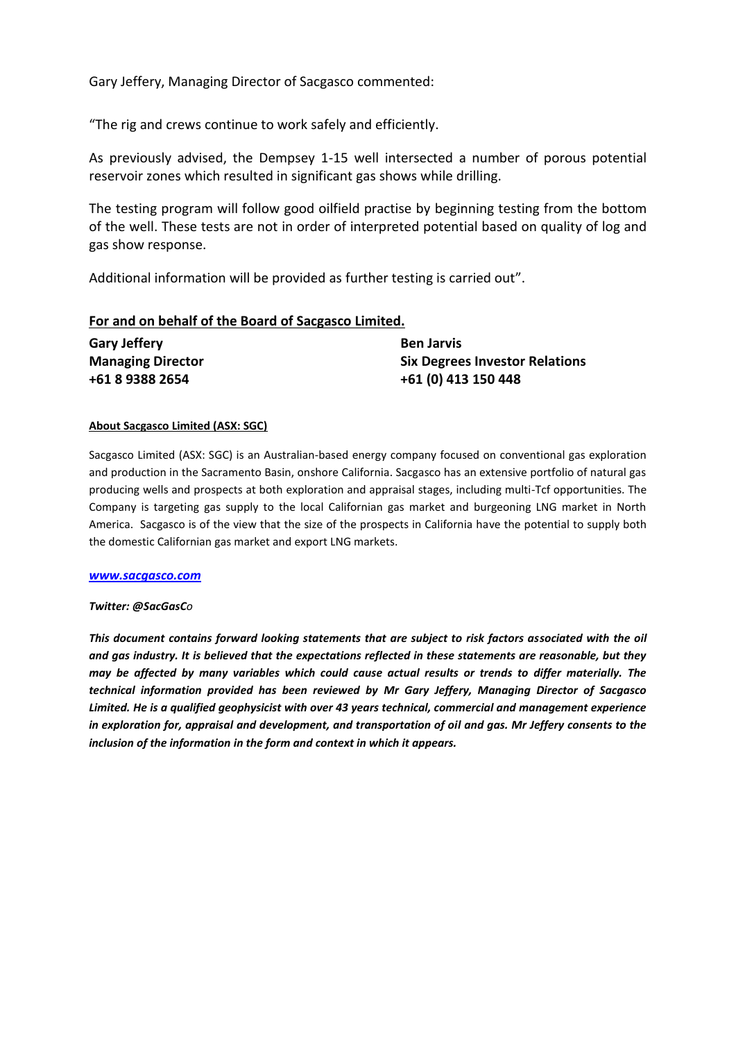Gary Jeffery, Managing Director of Sacgasco commented:

"The rig and crews continue to work safely and efficiently.

As previously advised, the Dempsey 1-15 well intersected a number of porous potential reservoir zones which resulted in significant gas shows while drilling.

The testing program will follow good oilfield practise by beginning testing from the bottom of the well. These tests are not in order of interpreted potential based on quality of log and gas show response.

Additional information will be provided as further testing is carried out".

**For and on behalf of the Board of Sacgasco Limited.**

**Gary Jeffery**
**Managing Director**
**+61 8 9388 2654**

**Ben Jarvis**
**Six Degrees Investor Relations**
**+61 (0) 413 150 448**

**About Sacgasco Limited (ASX: SGC)**

Sacgasco Limited (ASX: SGC) is an Australian-based energy company focused on conventional gas exploration and production in the Sacramento Basin, onshore California. Sacgasco has an extensive portfolio of natural gas producing wells and prospects at both exploration and appraisal stages, including multi-Tcf opportunities. The Company is targeting gas supply to the local Californian gas market and burgeoning LNG market in North America. Sacgasco is of the view that the size of the prospects in California have the potential to supply both the domestic Californian gas market and export LNG markets.

***www.sacgasco.com***

***Twitter: @SacGasCo***

***This document contains forward looking statements that are subject to risk factors associated with the oil and gas industry. It is believed that the expectations reflected in these statements are reasonable, but they may be affected by many variables which could cause actual results or trends to differ materially. The technical information provided has been reviewed by Mr Gary Jeffery, Managing Director of Sacgasco Limited. He is a qualified geophysicist with over 43 years technical, commercial and management experience in exploration for, appraisal and development, and transportation of oil and gas. Mr Jeffery consents to the inclusion of the information in the form and context in which it appears.***